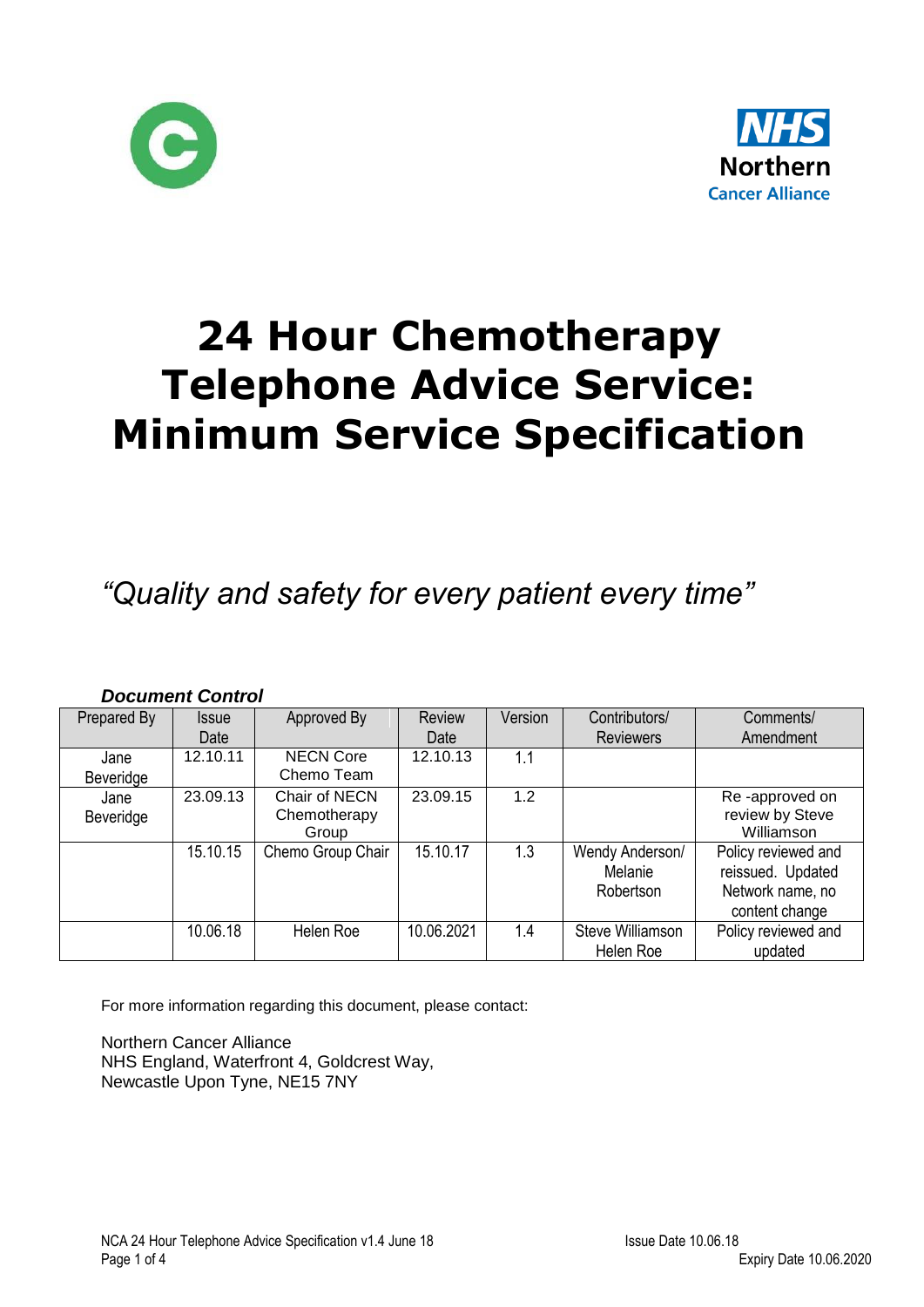# 24 Hour Chemotherapy Telephone Advice Service: Minimum Service Specification

*"Quality and safety for every patient every time"*

***Document Control***

| Prepared By | Issue Date | Approved By | Review Date | Version | Contributors/ Reviewers | Comments/ Amendment |
|---|---|---|---|---|---|---|
| Jane Beveridge | 12.10.11 | NECN Core Chemo Team | 12.10.13 | 1.1 | | |
| Jane Beveridge | 23.09.13 | Chair of NECN Chemotherapy Group | 23.09.15 | 1.2 | | Re -approved on review by Steve Williamson |
| | 15.10.15 | Chemo Group Chair | 15.10.17 | 1.3 | Wendy Anderson/ Melanie Robertson | Policy reviewed and reissued. Updated Network name, no content change |
| | 10.06.18 | Helen Roe | 10.06.2021 | 1.4 | Steve Williamson Helen Roe | Policy reviewed and updated |

For more information regarding this document, please contact:

Northern Cancer Alliance
NHS England, Waterfront 4, Goldcrest Way,
Newcastle Upon Tyne, NE15 7NY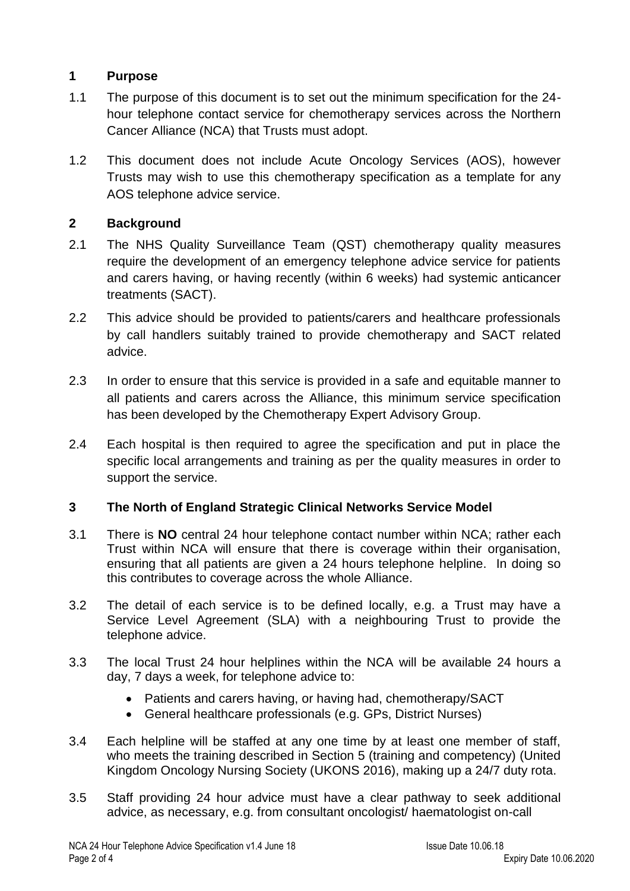## 1 Purpose

1.1 The purpose of this document is to set out the minimum specification for the 24-hour telephone contact service for chemotherapy services across the Northern Cancer Alliance (NCA) that Trusts must adopt.

1.2 This document does not include Acute Oncology Services (AOS), however Trusts may wish to use this chemotherapy specification as a template for any AOS telephone advice service.

## 2 Background

2.1 The NHS Quality Surveillance Team (QST) chemotherapy quality measures require the development of an emergency telephone advice service for patients and carers having, or having recently (within 6 weeks) had systemic anticancer treatments (SACT).

2.2 This advice should be provided to patients/carers and healthcare professionals by call handlers suitably trained to provide chemotherapy and SACT related advice.

2.3 In order to ensure that this service is provided in a safe and equitable manner to all patients and carers across the Alliance, this minimum service specification has been developed by the Chemotherapy Expert Advisory Group.

2.4 Each hospital is then required to agree the specification and put in place the specific local arrangements and training as per the quality measures in order to support the service.

## 3 The North of England Strategic Clinical Networks Service Model

3.1 There is **NO** central 24 hour telephone contact number within NCA; rather each Trust within NCA will ensure that there is coverage within their organisation, ensuring that all patients are given a 24 hours telephone helpline. In doing so this contributes to coverage across the whole Alliance.

3.2 The detail of each service is to be defined locally, e.g. a Trust may have a Service Level Agreement (SLA) with a neighbouring Trust to provide the telephone advice.

3.3 The local Trust 24 hour helplines within the NCA will be available 24 hours a day, 7 days a week, for telephone advice to:

- Patients and carers having, or having had, chemotherapy/SACT
- General healthcare professionals (e.g. GPs, District Nurses)

3.4 Each helpline will be staffed at any one time by at least one member of staff, who meets the training described in Section 5 (training and competency) (United Kingdom Oncology Nursing Society (UKONS 2016), making up a 24/7 duty rota.

3.5 Staff providing 24 hour advice must have a clear pathway to seek additional advice, as necessary, e.g. from consultant oncologist/ haematologist on-call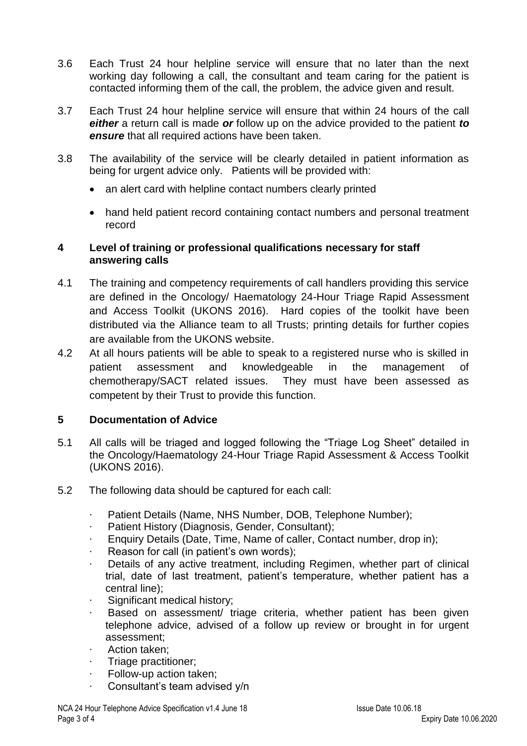3.6 Each Trust 24 hour helpline service will ensure that no later than the next working day following a call, the consultant and team caring for the patient is contacted informing them of the call, the problem, the advice given and result.

3.7 Each Trust 24 hour helpline service will ensure that within 24 hours of the call ***either*** a return call is made ***or*** follow up on the advice provided to the patient ***to ensure*** that all required actions have been taken.

3.8 The availability of the service will be clearly detailed in patient information as being for urgent advice only. Patients will be provided with:

- an alert card with helpline contact numbers clearly printed
- hand held patient record containing contact numbers and personal treatment record

## 4 Level of training or professional qualifications necessary for staff answering calls

4.1 The training and competency requirements of call handlers providing this service are defined in the Oncology/ Haematology 24-Hour Triage Rapid Assessment and Access Toolkit (UKONS 2016). Hard copies of the toolkit have been distributed via the Alliance team to all Trusts; printing details for further copies are available from the UKONS website.

4.2 At all hours patients will be able to speak to a registered nurse who is skilled in patient assessment and knowledgeable in the management of chemotherapy/SACT related issues. They must have been assessed as competent by their Trust to provide this function.

## 5 Documentation of Advice

5.1 All calls will be triaged and logged following the "Triage Log Sheet" detailed in the Oncology/Haematology 24-Hour Triage Rapid Assessment & Access Toolkit (UKONS 2016).

5.2 The following data should be captured for each call:

- Patient Details (Name, NHS Number, DOB, Telephone Number);
- Patient History (Diagnosis, Gender, Consultant);
- Enquiry Details (Date, Time, Name of caller, Contact number, drop in);
- Reason for call (in patient's own words);
- Details of any active treatment, including Regimen, whether part of clinical trial, date of last treatment, patient's temperature, whether patient has a central line);
- Significant medical history;
- Based on assessment/ triage criteria, whether patient has been given telephone advice, advised of a follow up review or brought in for urgent assessment;
- Action taken;
- Triage practitioner;
- Follow-up action taken;
- Consultant's team advised y/n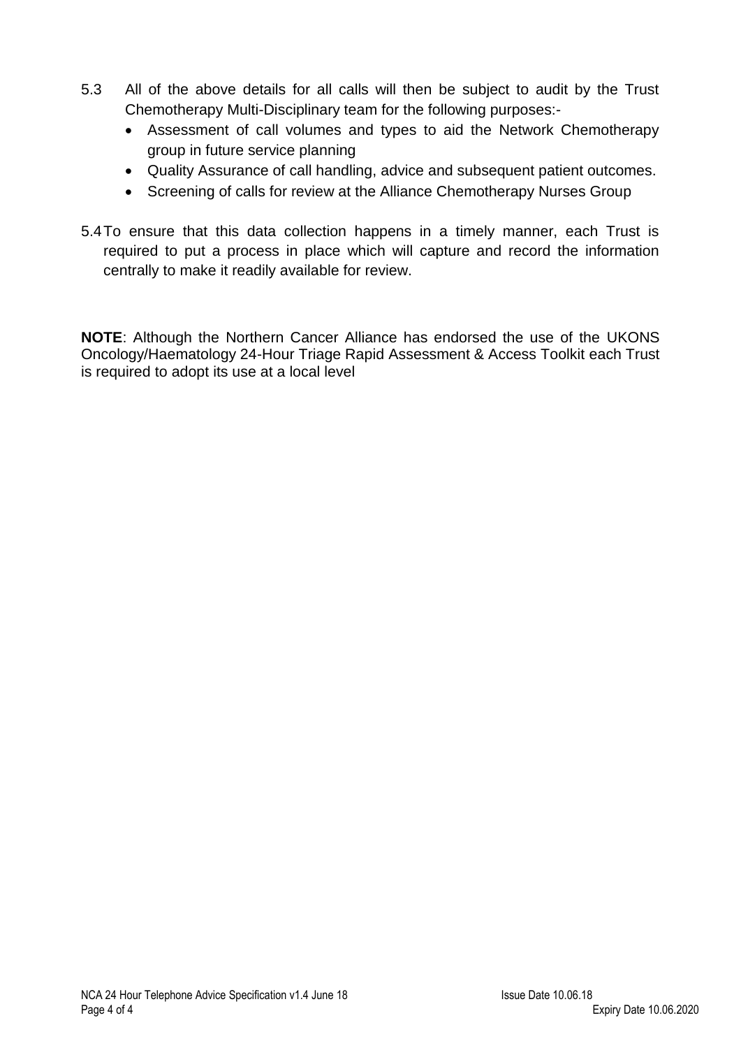5.3 All of the above details for all calls will then be subject to audit by the Trust Chemotherapy Multi-Disciplinary team for the following purposes:-

- Assessment of call volumes and types to aid the Network Chemotherapy group in future service planning
- Quality Assurance of call handling, advice and subsequent patient outcomes.
- Screening of calls for review at the Alliance Chemotherapy Nurses Group

5.4 To ensure that this data collection happens in a timely manner, each Trust is required to put a process in place which will capture and record the information centrally to make it readily available for review.

**NOTE**: Although the Northern Cancer Alliance has endorsed the use of the UKONS Oncology/Haematology 24-Hour Triage Rapid Assessment & Access Toolkit each Trust is required to adopt its use at a local level